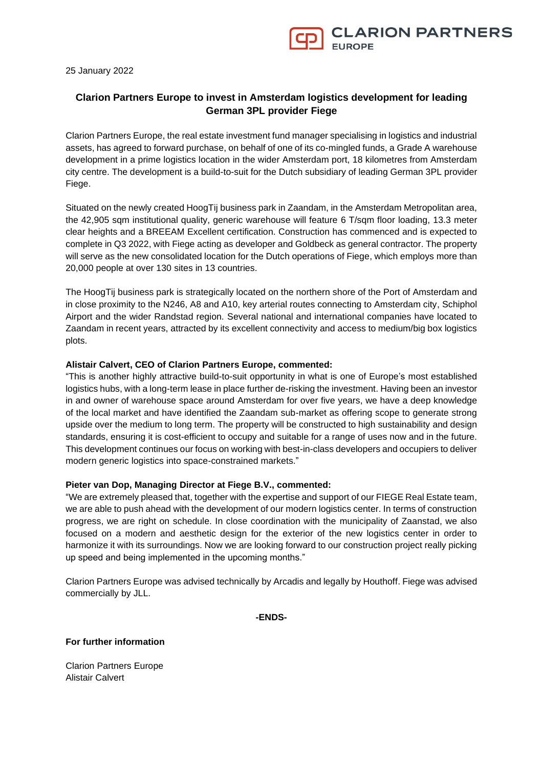25 January 2022

# Clarion Partners Europe to invest in Amsterdam logistics development for leading German 3PL provider Fiege

Clarion Partners Europe, the real estate investment fund manager specialising in logistics and industrial assets, has agreed to forward purchase, on behalf of one of its co-mingled funds, a Grade A warehouse development in a prime logistics location in the wider Amsterdam port, 18 kilometres from Amsterdam city centre. The development is a build-to-suit for the Dutch subsidiary of leading German 3PL provider Fiege.

Situated on the newly created HoogTij business park in Zaandam, in the Amsterdam Metropolitan area, the 42,905 sqm institutional quality, generic warehouse will feature 6 T/sqm floor loading, 13.3 meter clear heights and a BREEAM Excellent certification. Construction has commenced and is expected to complete in Q3 2022, with Fiege acting as developer and Goldbeck as general contractor. The property will serve as the new consolidated location for the Dutch operations of Fiege, which employs more than 20,000 people at over 130 sites in 13 countries.

The HoogTij business park is strategically located on the northern shore of the Port of Amsterdam and in close proximity to the N246, A8 and A10, key arterial routes connecting to Amsterdam city, Schiphol Airport and the wider Randstad region. Several national and international companies have located to Zaandam in recent years, attracted by its excellent connectivity and access to medium/big box logistics plots.

**Alistair Calvert, CEO of Clarion Partners Europe, commented:**
"This is another highly attractive build-to-suit opportunity in what is one of Europe's most established logistics hubs, with a long-term lease in place further de-risking the investment. Having been an investor in and owner of warehouse space around Amsterdam for over five years, we have a deep knowledge of the local market and have identified the Zaandam sub-market as offering scope to generate strong upside over the medium to long term. The property will be constructed to high sustainability and design standards, ensuring it is cost-efficient to occupy and suitable for a range of uses now and in the future. This development continues our focus on working with best-in-class developers and occupiers to deliver modern generic logistics into space-constrained markets."

**Pieter van Dop, Managing Director at Fiege B.V., commented:**
"We are extremely pleased that, together with the expertise and support of our FIEGE Real Estate team, we are able to push ahead with the development of our modern logistics center. In terms of construction progress, we are right on schedule. In close coordination with the municipality of Zaanstad, we also focused on a modern and aesthetic design for the exterior of the new logistics center in order to harmonize it with its surroundings. Now we are looking forward to our construction project really picking up speed and being implemented in the upcoming months."

Clarion Partners Europe was advised technically by Arcadis and legally by Houthoff. Fiege was advised commercially by JLL.

**-ENDS-**

**For further information**

Clarion Partners Europe
Alistair Calvert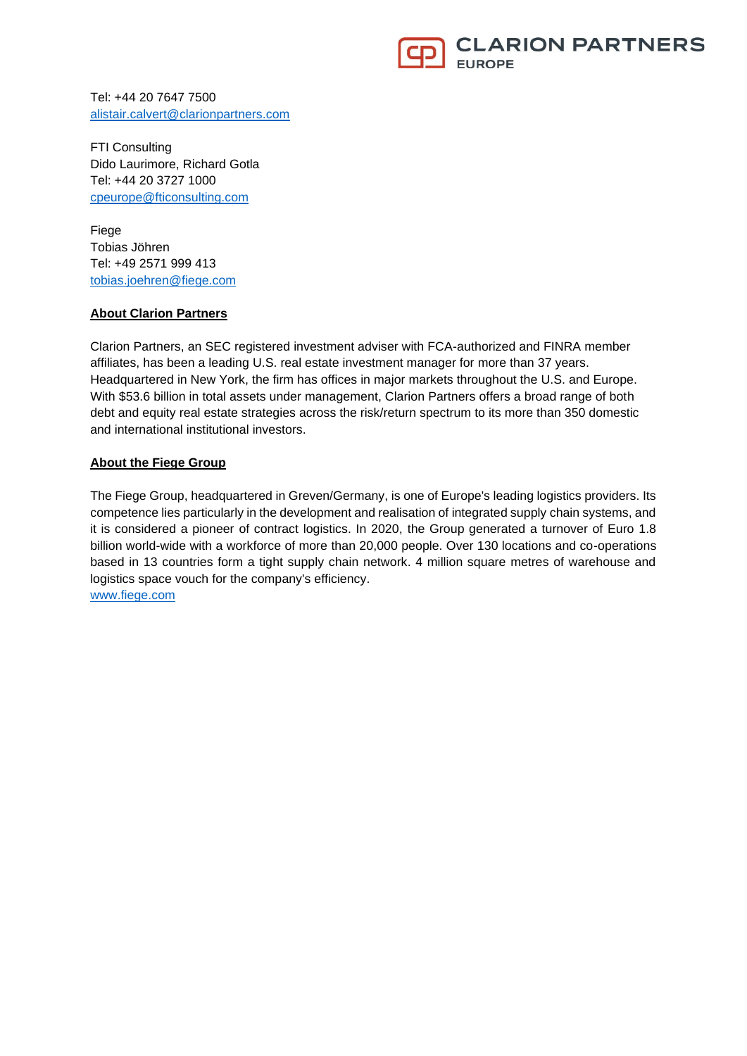Tel: +44 20 7647 7500
alistair.calvert@clarionpartners.com

FTI Consulting
Dido Laurimore, Richard Gotla
Tel: +44 20 3727 1000
cpeurope@fticonsulting.com

Fiege
Tobias Jöhren
Tel: +49 2571 999 413
tobias.joehren@fiege.com

**About Clarion Partners**

Clarion Partners, an SEC registered investment adviser with FCA-authorized and FINRA member affiliates, has been a leading U.S. real estate investment manager for more than 37 years. Headquartered in New York, the firm has offices in major markets throughout the U.S. and Europe. With $53.6 billion in total assets under management, Clarion Partners offers a broad range of both debt and equity real estate strategies across the risk/return spectrum to its more than 350 domestic and international institutional investors.

**About the Fiege Group**

The Fiege Group, headquartered in Greven/Germany, is one of Europe's leading logistics providers. Its competence lies particularly in the development and realisation of integrated supply chain systems, and it is considered a pioneer of contract logistics. In 2020, the Group generated a turnover of Euro 1.8 billion world-wide with a workforce of more than 20,000 people. Over 130 locations and co-operations based in 13 countries form a tight supply chain network. 4 million square metres of warehouse and logistics space vouch for the company's efficiency.
www.fiege.com